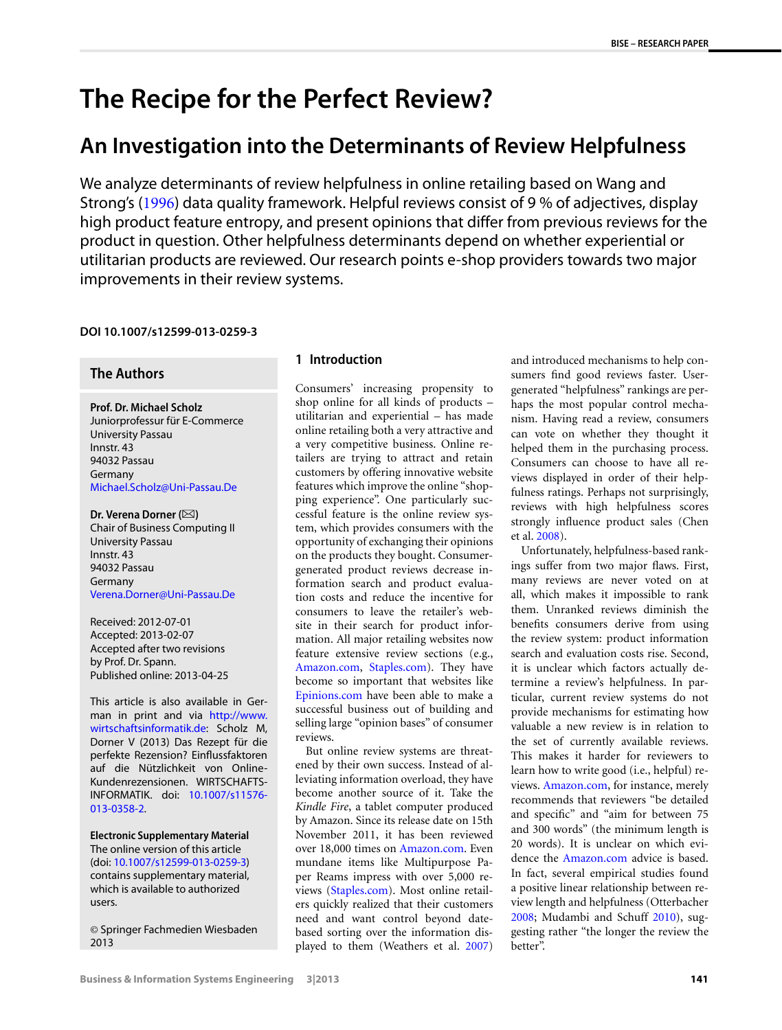# The Recipe for the Perfect Review?

## An Investigation into the Determinants of Review Helpfulness

We analyze determinants of review helpfulness in online retailing based on Wang and Strong's (1996) data quality framework. Helpful reviews consist of 9 % of adjectives, display high product feature entropy, and present opinions that differ from previous reviews for the product in question. Other helpfulness determinants depend on whether experiential or utilitarian products are reviewed. Our research points e-shop providers towards two major improvements in their review systems.

**DOI 10.1007/s12599-013-0259-3**

### The Authors

**Prof. Dr. Michael Scholz**
Juniorprofessur für E-Commerce
University Passau
Innstr. 43
94032 Passau
Germany
Michael.Scholz@Uni-Passau.De

**Dr. Verena Dorner** (✉)
Chair of Business Computing II
University Passau
Innstr. 43
94032 Passau
Germany
Verena.Dorner@Uni-Passau.De

Received: 2012-07-01
Accepted: 2013-02-07
Accepted after two revisions by Prof. Dr. Spann.
Published online: 2013-04-25

This article is also available in German in print and via http://www.wirtschaftsinformatik.de: Scholz M, Dorner V (2013) Das Rezept für die perfekte Rezension? Einflussfaktoren auf die Nützlichkeit von Online-Kundenrezensionen. WIRTSCHAFTSINFORMATIK. doi: 10.1007/s11576-013-0358-2.

**Electronic Supplementary Material**
The online version of this article (doi: 10.1007/s12599-013-0259-3) contains supplementary material, which is available to authorized users.

© Springer Fachmedien Wiesbaden 2013

## 1 Introduction

Consumers' increasing propensity to shop online for all kinds of products – utilitarian and experiential – has made online retailing both a very attractive and a very competitive business. Online retailers are trying to attract and retain customers by offering innovative website features which improve the online "shopping experience". One particularly successful feature is the online review system, which provides consumers with the opportunity of exchanging their opinions on the products they bought. Consumer-generated product reviews decrease information search and product evaluation costs and reduce the incentive for consumers to leave the retailer's website in their search for product information. All major retailing websites now feature extensive review sections (e.g., Amazon.com, Staples.com). They have become so important that websites like Epinions.com have been able to make a successful business out of building and selling large "opinion bases" of consumer reviews.

But online review systems are threatened by their own success. Instead of alleviating information overload, they have become another source of it. Take the *Kindle Fire*, a tablet computer produced by Amazon. Since its release date on 15th November 2011, it has been reviewed over 18,000 times on Amazon.com. Even mundane items like Multipurpose Paper Reams impress with over 5,000 reviews (Staples.com). Most online retailers quickly realized that their customers need and want control beyond date-based sorting over the information displayed to them (Weathers et al. 2007) and introduced mechanisms to help consumers find good reviews faster. User-generated "helpfulness" rankings are perhaps the most popular control mechanism. Having read a review, consumers can vote on whether they thought it helped them in the purchasing process. Consumers can choose to have all reviews displayed in order of their helpfulness ratings. Perhaps not surprisingly, reviews with high helpfulness scores strongly influence product sales (Chen et al. 2008).

Unfortunately, helpfulness-based rankings suffer from two major flaws. First, many reviews are never voted on at all, which makes it impossible to rank them. Unranked reviews diminish the benefits consumers derive from using the review system: product information search and evaluation costs rise. Second, it is unclear which factors actually determine a review's helpfulness. In particular, current review systems do not provide mechanisms for estimating how valuable a new review is in relation to the set of currently available reviews. This makes it harder for reviewers to learn how to write good (i.e., helpful) reviews. Amazon.com, for instance, merely recommends that reviewers "be detailed and specific" and "aim for between 75 and 300 words" (the minimum length is 20 words). It is unclear on which evidence the Amazon.com advice is based. In fact, several empirical studies found a positive linear relationship between review length and helpfulness (Otterbacher 2008; Mudambi and Schuff 2010), suggesting rather "the longer the review the better".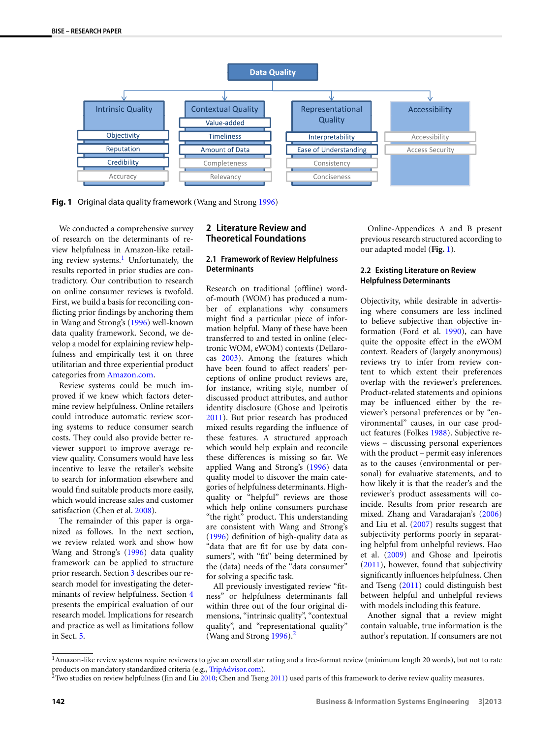**Data Quality**

- **Intrinsic Quality**: Objectivity, Reputation, Credibility, Accuracy
- **Contextual Quality**: Value-added, Timeliness, Amount of Data, Completeness, Relevancy
- **Representational Quality**: Interpretability, Ease of Understanding, Consistency, Conciseness
- **Accessibility**: Accessibility, Access Security

**Fig. 1** Original data quality framework (Wang and Strong 1996)

We conducted a comprehensive survey of research on the determinants of review helpfulness in Amazon-like retailing review systems.[1] Unfortunately, the results reported in prior studies are contradictory. Our contribution to research on online consumer reviews is twofold. First, we build a basis for reconciling conflicting prior findings by anchoring them in Wang and Strong's (1996) well-known data quality framework. Second, we develop a model for explaining review helpfulness and empirically test it on three utilitarian and three experiential product categories from Amazon.com.

Review systems could be much improved if we knew which factors determine review helpfulness. Online retailers could introduce automatic review scoring systems to reduce consumer search costs. They could also provide better reviewer support to improve average review quality. Consumers would have less incentive to leave the retailer's website to search for information elsewhere and would find suitable products more easily, which would increase sales and customer satisfaction (Chen et al. 2008).

The remainder of this paper is organized as follows. In the next section, we review related work and show how Wang and Strong's (1996) data quality framework can be applied to structure prior research. Section 3 describes our research model for investigating the determinants of review helpfulness. Section 4 presents the empirical evaluation of our research model. Implications for research and practice as well as limitations follow in Sect. 5.

## 2 Literature Review and Theoretical Foundations

### 2.1 Framework of Review Helpfulness Determinants

Research on traditional (offline) word-of-mouth (WOM) has produced a number of explanations why consumers might find a particular piece of information helpful. Many of these have been transferred to and tested in online (electronic WOM, eWOM) contexts (Dellarocas 2003). Among the features which have been found to affect readers' perceptions of online product reviews are, for instance, writing style, number of discussed product attributes, and author identity disclosure (Ghose and Ipeirotis 2011). But prior research has produced mixed results regarding the influence of these features. A structured approach which would help explain and reconcile these differences is missing so far. We applied Wang and Strong's (1996) data quality model to discover the main categories of helpfulness determinants. High-quality or "helpful" reviews are those which help online consumers purchase "the right" product. This understanding are consistent with Wang and Strong's (1996) definition of high-quality data as "data that are fit for use by data consumers", with "fit" being determined by the (data) needs of the "data consumer" for solving a specific task.

All previously investigated review "fitness" or helpfulness determinants fall within three out of the four original dimensions, "intrinsic quality", "contextual quality", and "representational quality" (Wang and Strong 1996).[2]

Online-Appendices A and B present previous research structured according to our adapted model (**Fig. 1**).

### 2.2 Existing Literature on Review Helpfulness Determinants

Objectivity, while desirable in advertising where consumers are less inclined to believe subjective than objective information (Ford et al. 1990), can have quite the opposite effect in the eWOM context. Readers of (largely anonymous) reviews try to infer from review content to which extent their preferences overlap with the reviewer's preferences. Product-related statements and opinions may be influenced either by the reviewer's personal preferences or by "environmental" causes, in our case product features (Folkes 1988). Subjective reviews – discussing personal experiences with the product – permit easy inferences as to the causes (environmental or personal) for evaluative statements, and to how likely it is that the reader's and the reviewer's product assessments will coincide. Results from prior research are mixed. Zhang and Varadarajan's (2006) and Liu et al. (2007) results suggest that subjectivity performs poorly in separating helpful from unhelpful reviews. Hao et al. (2009) and Ghose and Ipeirotis (2011), however, found that subjectivity significantly influences helpfulness. Chen and Tseng (2011) could distinguish best between helpful and unhelpful reviews with models including this feature.

Another signal that a review might contain valuable, true information is the author's reputation. If consumers are not

---

[1] Amazon-like review systems require reviewers to give an overall star rating and a free-format review (minimum length 20 words), but not to rate products on mandatory standardized criteria (e.g., TripAdvisor.com).

[2] Two studies on review helpfulness (Jin and Liu 2010; Chen and Tseng 2011) used parts of this framework to derive review quality measures.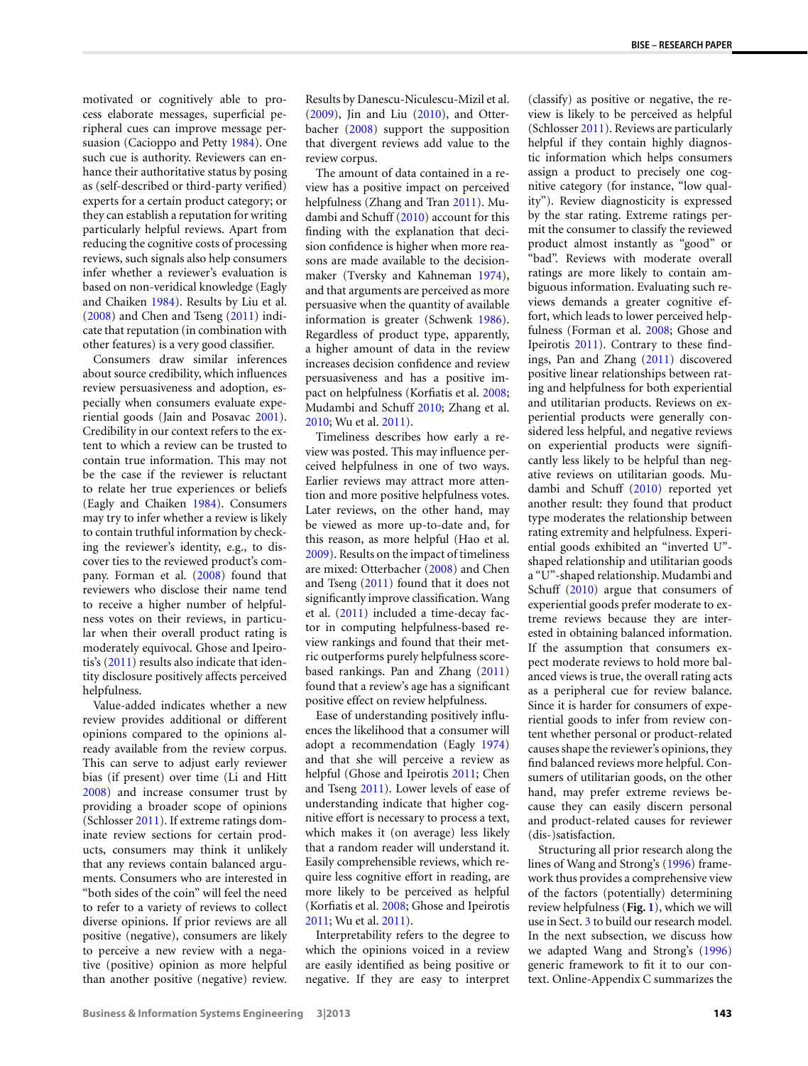motivated or cognitively able to process elaborate messages, superficial peripheral cues can improve message persuasion (Cacioppo and Petty 1984). One such cue is authority. Reviewers can enhance their authoritative status by posing as (self-described or third-party verified) experts for a certain product category; or they can establish a reputation for writing particularly helpful reviews. Apart from reducing the cognitive costs of processing reviews, such signals also help consumers infer whether a reviewer's evaluation is based on non-veridical knowledge (Eagly and Chaiken 1984). Results by Liu et al. (2008) and Chen and Tseng (2011) indicate that reputation (in combination with other features) is a very good classifier.

Consumers draw similar inferences about source credibility, which influences review persuasiveness and adoption, especially when consumers evaluate experiential goods (Jain and Posavac 2001). Credibility in our context refers to the extent to which a review can be trusted to contain true information. This may not be the case if the reviewer is reluctant to relate her true experiences or beliefs (Eagly and Chaiken 1984). Consumers may try to infer whether a review is likely to contain truthful information by checking the reviewer's identity, e.g., to discover ties to the reviewed product's company. Forman et al. (2008) found that reviewers who disclose their name tend to receive a higher number of helpfulness votes on their reviews, in particular when their overall product rating is moderately equivocal. Ghose and Ipeirotis's (2011) results also indicate that identity disclosure positively affects perceived helpfulness.

Value-added indicates whether a new review provides additional or different opinions compared to the opinions already available from the review corpus. This can serve to adjust early reviewer bias (if present) over time (Li and Hitt 2008) and increase consumer trust by providing a broader scope of opinions (Schlosser 2011). If extreme ratings dominate review sections for certain products, consumers may think it unlikely that any reviews contain balanced arguments. Consumers who are interested in "both sides of the coin" will feel the need to refer to a variety of reviews to collect diverse opinions. If prior reviews are all positive (negative), consumers are likely to perceive a new review with a negative (positive) opinion as more helpful than another positive (negative) review. Results by Danescu-Niculescu-Mizil et al. (2009), Jin and Liu (2010), and Otterbacher (2008) support the supposition that divergent reviews add value to the review corpus.

The amount of data contained in a review has a positive impact on perceived helpfulness (Zhang and Tran 2011). Mudambi and Schuff (2010) account for this finding with the explanation that decision confidence is higher when more reasons are made available to the decision-maker (Tversky and Kahneman 1974), and that arguments are perceived as more persuasive when the quantity of available information is greater (Schwenk 1986). Regardless of product type, apparently, a higher amount of data in the review increases decision confidence and review persuasiveness and has a positive impact on helpfulness (Korfiatis et al. 2008; Mudambi and Schuff 2010; Zhang et al. 2010; Wu et al. 2011).

Timeliness describes how early a review was posted. This may influence perceived helpfulness in one of two ways. Earlier reviews may attract more attention and more positive helpfulness votes. Later reviews, on the other hand, may be viewed as more up-to-date and, for this reason, as more helpful (Hao et al. 2009). Results on the impact of timeliness are mixed: Otterbacher (2008) and Chen and Tseng (2011) found that it does not significantly improve classification. Wang et al. (2011) included a time-decay factor in computing helpfulness-based review rankings and found that their metric outperforms purely helpfulness score-based rankings. Pan and Zhang (2011) found that a review's age has a significant positive effect on review helpfulness.

Ease of understanding positively influences the likelihood that a consumer will adopt a recommendation (Eagly 1974) and that she will perceive a review as helpful (Ghose and Ipeirotis 2011; Chen and Tseng 2011). Lower levels of ease of understanding indicate that higher cognitive effort is necessary to process a text, which makes it (on average) less likely that a random reader will understand it. Easily comprehensible reviews, which require less cognitive effort in reading, are more likely to be perceived as helpful (Korfiatis et al. 2008; Ghose and Ipeirotis 2011; Wu et al. 2011).

Interpretability refers to the degree to which the opinions voiced in a review are easily identified as being positive or negative. If they are easy to interpret (classify) as positive or negative, the review is likely to be perceived as helpful (Schlosser 2011). Reviews are particularly helpful if they contain highly diagnostic information which helps consumers assign a product to precisely one cognitive category (for instance, "low quality"). Review diagnosticity is expressed by the star rating. Extreme ratings permit the consumer to classify the reviewed product almost instantly as "good" or "bad". Reviews with moderate overall ratings are more likely to contain ambiguous information. Evaluating such reviews demands a greater cognitive effort, which leads to lower perceived helpfulness (Forman et al. 2008; Ghose and Ipeirotis 2011). Contrary to these findings, Pan and Zhang (2011) discovered positive linear relationships between rating and helpfulness for both experiential and utilitarian products. Reviews on experiential products were generally considered less helpful, and negative reviews on experiential products were significantly less likely to be helpful than negative reviews on utilitarian goods. Mudambi and Schuff (2010) reported yet another result: they found that product type moderates the relationship between rating extremity and helpfulness. Experiential goods exhibited an "inverted U"-shaped relationship and utilitarian goods a "U"-shaped relationship. Mudambi and Schuff (2010) argue that consumers of experiential goods prefer moderate to extreme reviews because they are interested in obtaining balanced information. If the assumption that consumers expect moderate reviews to hold more balanced views is true, the overall rating acts as a peripheral cue for review balance. Since it is harder for consumers of experiential goods to infer from review content whether personal or product-related causes shape the reviewer's opinions, they find balanced reviews more helpful. Consumers of utilitarian goods, on the other hand, may prefer extreme reviews because they can easily discern personal and product-related causes for reviewer (dis-)satisfaction.

Structuring all prior research along the lines of Wang and Strong's (1996) framework thus provides a comprehensive view of the factors (potentially) determining review helpfulness (**Fig. 1**), which we will use in Sect. 3 to build our research model. In the next subsection, we discuss how we adapted Wang and Strong's (1996) generic framework to fit it to our context. Online-Appendix C summarizes the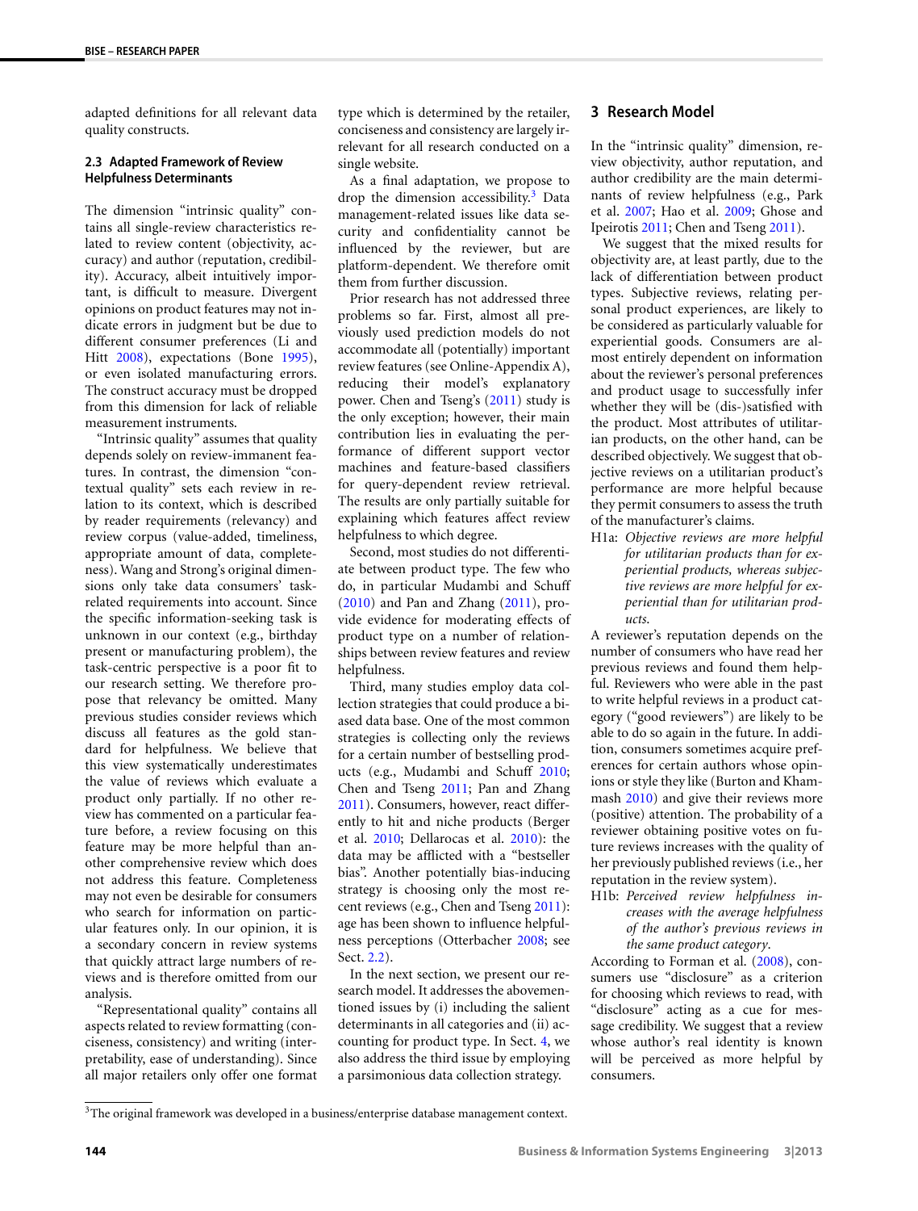adapted definitions for all relevant data quality constructs.

### 2.3 Adapted Framework of Review Helpfulness Determinants

The dimension "intrinsic quality" contains all single-review characteristics related to review content (objectivity, accuracy) and author (reputation, credibility). Accuracy, albeit intuitively important, is difficult to measure. Divergent opinions on product features may not indicate errors in judgment but be due to different consumer preferences (Li and Hitt 2008), expectations (Bone 1995), or even isolated manufacturing errors. The construct accuracy must be dropped from this dimension for lack of reliable measurement instruments.

"Intrinsic quality" assumes that quality depends solely on review-immanent features. In contrast, the dimension "contextual quality" sets each review in relation to its context, which is described by reader requirements (relevancy) and review corpus (value-added, timeliness, appropriate amount of data, completeness). Wang and Strong's original dimensions only take data consumers' task-related requirements into account. Since the specific information-seeking task is unknown in our context (e.g., birthday present or manufacturing problem), the task-centric perspective is a poor fit to our research setting. We therefore propose that relevancy be omitted. Many previous studies consider reviews which discuss all features as the gold standard for helpfulness. We believe that this view systematically underestimates the value of reviews which evaluate a product only partially. If no other review has commented on a particular feature before, a review focusing on this feature may be more helpful than another comprehensive review which does not address this feature. Completeness may not even be desirable for consumers who search for information on particular features only. In our opinion, it is a secondary concern in review systems that quickly attract large numbers of reviews and is therefore omitted from our analysis.

"Representational quality" contains all aspects related to review formatting (conciseness, consistency) and writing (interpretability, ease of understanding). Since all major retailers only offer one format type which is determined by the retailer, conciseness and consistency are largely irrelevant for all research conducted on a single website.

As a final adaptation, we propose to drop the dimension accessibility.[3] Data management-related issues like data security and confidentiality cannot be influenced by the reviewer, but are platform-dependent. We therefore omit them from further discussion.

Prior research has not addressed three problems so far. First, almost all previously used prediction models do not accommodate all (potentially) important review features (see Online-Appendix A), reducing their model's explanatory power. Chen and Tseng's (2011) study is the only exception; however, their main contribution lies in evaluating the performance of different support vector machines and feature-based classifiers for query-dependent review retrieval. The results are only partially suitable for explaining which features affect review helpfulness to which degree.

Second, most studies do not differentiate between product type. The few who do, in particular Mudambi and Schuff (2010) and Pan and Zhang (2011), provide evidence for moderating effects of product type on a number of relationships between review features and review helpfulness.

Third, many studies employ data collection strategies that could produce a biased data base. One of the most common strategies is collecting only the reviews for a certain number of bestselling products (e.g., Mudambi and Schuff 2010; Chen and Tseng 2011; Pan and Zhang 2011). Consumers, however, react differently to hit and niche products (Berger et al. 2010; Dellarocas et al. 2010): the data may be afflicted with a "bestseller bias". Another potentially bias-inducing strategy is choosing only the most recent reviews (e.g., Chen and Tseng 2011): age has been shown to influence helpfulness perceptions (Otterbacher 2008; see Sect. 2.2).

In the next section, we present our research model. It addresses the abovementioned issues by (i) including the salient determinants in all categories and (ii) accounting for product type. In Sect. 4, we also address the third issue by employing a parsimonious data collection strategy.

## 3 Research Model

In the "intrinsic quality" dimension, review objectivity, author reputation, and author credibility are the main determinants of review helpfulness (e.g., Park et al. 2007; Hao et al. 2009; Ghose and Ipeirotis 2011; Chen and Tseng 2011).

We suggest that the mixed results for objectivity are, at least partly, due to the lack of differentiation between product types. Subjective reviews, relating personal product experiences, are likely to be considered as particularly valuable for experiential goods. Consumers are almost entirely dependent on information about the reviewer's personal preferences and product usage to successfully infer whether they will be (dis-)satisfied with the product. Most attributes of utilitarian products, on the other hand, can be described objectively. We suggest that objective reviews on a utilitarian product's performance are more helpful because they permit consumers to assess the truth of the manufacturer's claims.

H1a: *Objective reviews are more helpful for utilitarian products than for experiential products, whereas subjective reviews are more helpful for experiential than for utilitarian products.*

A reviewer's reputation depends on the number of consumers who have read her previous reviews and found them helpful. Reviewers who were able in the past to write helpful reviews in a product category ("good reviewers") are likely to be able to do so again in the future. In addition, consumers sometimes acquire preferences for certain authors whose opinions or style they like (Burton and Khammash 2010) and give their reviews more (positive) attention. The probability of a reviewer obtaining positive votes on future reviews increases with the quality of her previously published reviews (i.e., her reputation in the review system).

H1b: *Perceived review helpfulness increases with the average helpfulness of the author's previous reviews in the same product category.*

According to Forman et al. (2008), consumers use "disclosure" as a criterion for choosing which reviews to read, with "disclosure" acting as a cue for message credibility. We suggest that a review whose author's real identity is known will be perceived as more helpful by consumers.

[3] The original framework was developed in a business/enterprise database management context.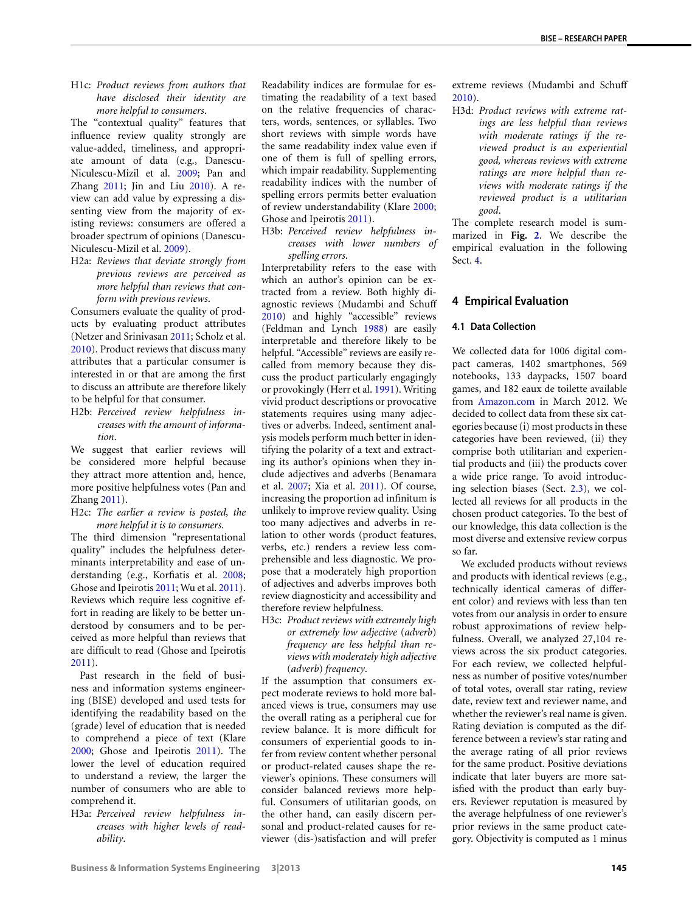H1c: *Product reviews from authors that have disclosed their identity are more helpful to consumers.*

The "contextual quality" features that influence review quality strongly are value-added, timeliness, and appropriate amount of data (e.g., Danescu-Niculescu-Mizil et al. 2009; Pan and Zhang 2011; Jin and Liu 2010). A review can add value by expressing a dissenting view from the majority of existing reviews: consumers are offered a broader spectrum of opinions (Danescu-Niculescu-Mizil et al. 2009).

H2a: *Reviews that deviate strongly from previous reviews are perceived as more helpful than reviews that conform with previous reviews.*

Consumers evaluate the quality of products by evaluating product attributes (Netzer and Srinivasan 2011; Scholz et al. 2010). Product reviews that discuss many attributes that a particular consumer is interested in or that are among the first to discuss an attribute are therefore likely to be helpful for that consumer.

H2b: *Perceived review helpfulness increases with the amount of information.*

We suggest that earlier reviews will be considered more helpful because they attract more attention and, hence, more positive helpfulness votes (Pan and Zhang 2011).

H2c: *The earlier a review is posted, the more helpful it is to consumers.*

The third dimension "representational quality" includes the helpfulness determinants interpretability and ease of understanding (e.g., Korfiatis et al. 2008; Ghose and Ipeirotis 2011; Wu et al. 2011). Reviews which require less cognitive effort in reading are likely to be better understood by consumers and to be perceived as more helpful than reviews that are difficult to read (Ghose and Ipeirotis 2011).

Past research in the field of business and information systems engineering (BISE) developed and used tests for identifying the readability based on the (grade) level of education that is needed to comprehend a piece of text (Klare 2000; Ghose and Ipeirotis 2011). The lower the level of education required to understand a review, the larger the number of consumers who are able to comprehend it.

H3a: *Perceived review helpfulness increases with higher levels of readability.*

Readability indices are formulae for estimating the readability of a text based on the relative frequencies of characters, words, sentences, or syllables. Two short reviews with simple words have the same readability index value even if one of them is full of spelling errors, which impair readability. Supplementing readability indices with the number of spelling errors permits better evaluation of review understandability (Klare 2000; Ghose and Ipeirotis 2011).

H3b: *Perceived review helpfulness increases with lower numbers of spelling errors.*

Interpretability refers to the ease with which an author's opinion can be extracted from a review. Both highly diagnostic reviews (Mudambi and Schuff 2010) and highly "accessible" reviews (Feldman and Lynch 1988) are easily interpretable and therefore likely to be helpful. "Accessible" reviews are easily recalled from memory because they discuss the product particularly engagingly or provokingly (Herr et al. 1991). Writing vivid product descriptions or provocative statements requires using many adjectives or adverbs. Indeed, sentiment analysis models perform much better in identifying the polarity of a text and extracting its author's opinions when they include adjectives and adverbs (Benamara et al. 2007; Xia et al. 2011). Of course, increasing the proportion ad infinitum is unlikely to improve review quality. Using too many adjectives and adverbs in relation to other words (product features, verbs, etc.) renders a review less comprehensible and less diagnostic. We propose that a moderately high proportion of adjectives and adverbs improves both review diagnosticity and accessibility and therefore review helpfulness.

H3c: *Product reviews with extremely high or extremely low adjective (adverb) frequency are less helpful than reviews with moderately high adjective (adverb) frequency.*

If the assumption that consumers expect moderate reviews to hold more balanced views is true, consumers may use the overall rating as a peripheral cue for review balance. It is more difficult for consumers of experiential goods to infer from review content whether personal or product-related causes shape the reviewer's opinions. These consumers will consider balanced reviews more helpful. Consumers of utilitarian goods, on the other hand, can easily discern personal and product-related causes for reviewer (dis-)satisfaction and will prefer extreme reviews (Mudambi and Schuff 2010).

H3d: *Product reviews with extreme ratings are less helpful than reviews with moderate ratings if the reviewed product is an experiential good, whereas reviews with extreme ratings are more helpful than reviews with moderate ratings if the reviewed product is a utilitarian good.*

The complete research model is summarized in **Fig. 2**. We describe the empirical evaluation in the following Sect. 4.

## 4 Empirical Evaluation

### 4.1 Data Collection

We collected data for 1006 digital compact cameras, 1402 smartphones, 569 notebooks, 133 daypacks, 1507 board games, and 182 eaux de toilette available from Amazon.com in March 2012. We decided to collect data from these six categories because (i) most products in these categories have been reviewed, (ii) they comprise both utilitarian and experiential products and (iii) the products cover a wide price range. To avoid introducing selection biases (Sect. 2.3), we collected all reviews for all products in the chosen product categories. To the best of our knowledge, this data collection is the most diverse and extensive review corpus so far.

We excluded products without reviews and products with identical reviews (e.g., technically identical cameras of different color) and reviews with less than ten votes from our analysis in order to ensure robust approximations of review helpfulness. Overall, we analyzed 27,104 reviews across the six product categories. For each review, we collected helpfulness as number of positive votes/number of total votes, overall star rating, review date, review text and reviewer name, and whether the reviewer's real name is given. Rating deviation is computed as the difference between a review's star rating and the average rating of all prior reviews for the same product. Positive deviations indicate that later buyers are more satisfied with the product than early buyers. Reviewer reputation is measured by the average helpfulness of one reviewer's prior reviews in the same product category. Objectivity is computed as 1 minus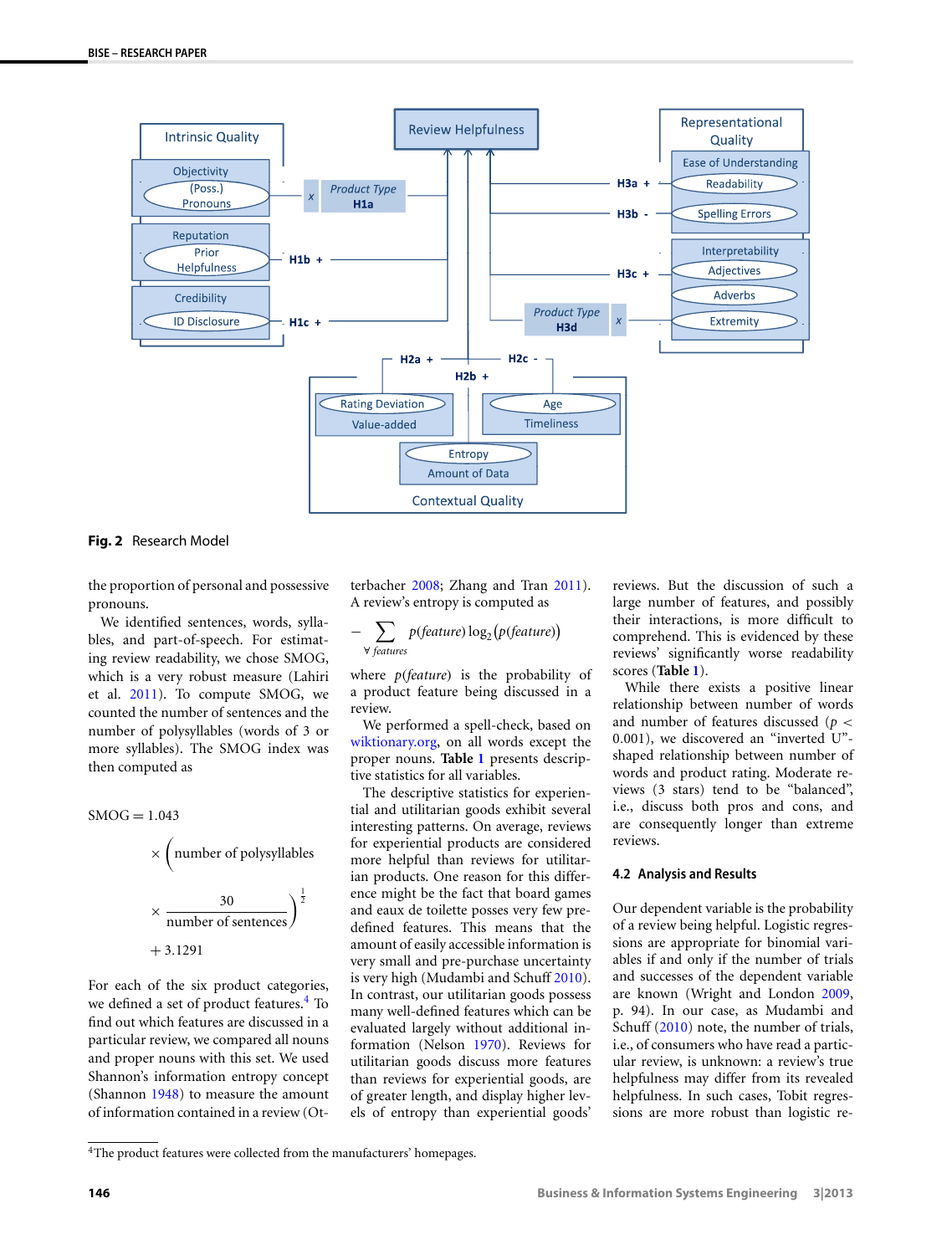Fig. 2 Research Model

the proportion of personal and possessive pronouns.

We identified sentences, words, syllables, and part-of-speech. For estimating review readability, we chose SMOG, which is a very robust measure (Lahiri et al. 2011). To compute SMOG, we counted the number of sentences and the number of polysyllables (words of 3 or more syllables). The SMOG index was then computed as

$$\text{SMOG} = 1.043 \times \left(\text{number of polysyllables} \times \frac{30}{\text{number of sentences}}\right)^{\frac{1}{2}} + 3.1291$$

For each of the six product categories, we defined a set of product features.[4] To find out which features are discussed in a particular review, we compared all nouns and proper nouns with this set. We used Shannon's information entropy concept (Shannon 1948) to measure the amount of information contained in a review (Otterbacher 2008; Zhang and Tran 2011). A review's entropy is computed as

$$-\sum_{\forall\, features} p(feature)\log_2\big(p(feature)\big)$$

where $p(feature)$ is the probability of a product feature being discussed in a review.

We performed a spell-check, based on wiktionary.org, on all words except the proper nouns. **Table 1** presents descriptive statistics for all variables.

The descriptive statistics for experiential and utilitarian goods exhibit several interesting patterns. On average, reviews for experiential products are considered more helpful than reviews for utilitarian products. One reason for this difference might be the fact that board games and eaux de toilette posses very few predefined features. This means that the amount of easily accessible information is very small and pre-purchase uncertainty is very high (Mudambi and Schuff 2010). In contrast, our utilitarian goods possess many well-defined features which can be evaluated largely without additional information (Nelson 1970). Reviews for utilitarian goods discuss more features than reviews for experiential goods, are of greater length, and display higher levels of entropy than experiential goods' reviews. But the discussion of such a large number of features, and possibly their interactions, is more difficult to comprehend. This is evidenced by these reviews' significantly worse readability scores (**Table 1**).

While there exists a positive linear relationship between number of words and number of features discussed ($p < 0.001$), we discovered an "inverted U"-shaped relationship between number of words and product rating. Moderate reviews (3 stars) tend to be "balanced", i.e., discuss both pros and cons, and are consequently longer than extreme reviews.

### 4.2 Analysis and Results

Our dependent variable is the probability of a review being helpful. Logistic regressions are appropriate for binomial variables if and only if the number of trials and successes of the dependent variable are known (Wright and London 2009, p. 94). In our case, as Mudambi and Schuff (2010) note, the number of trials, i.e., of consumers who have read a particular review, is unknown: a review's true helpfulness may differ from its revealed helpfulness. In such cases, Tobit regressions are more robust than logistic re-

[4] The product features were collected from the manufacturers' homepages.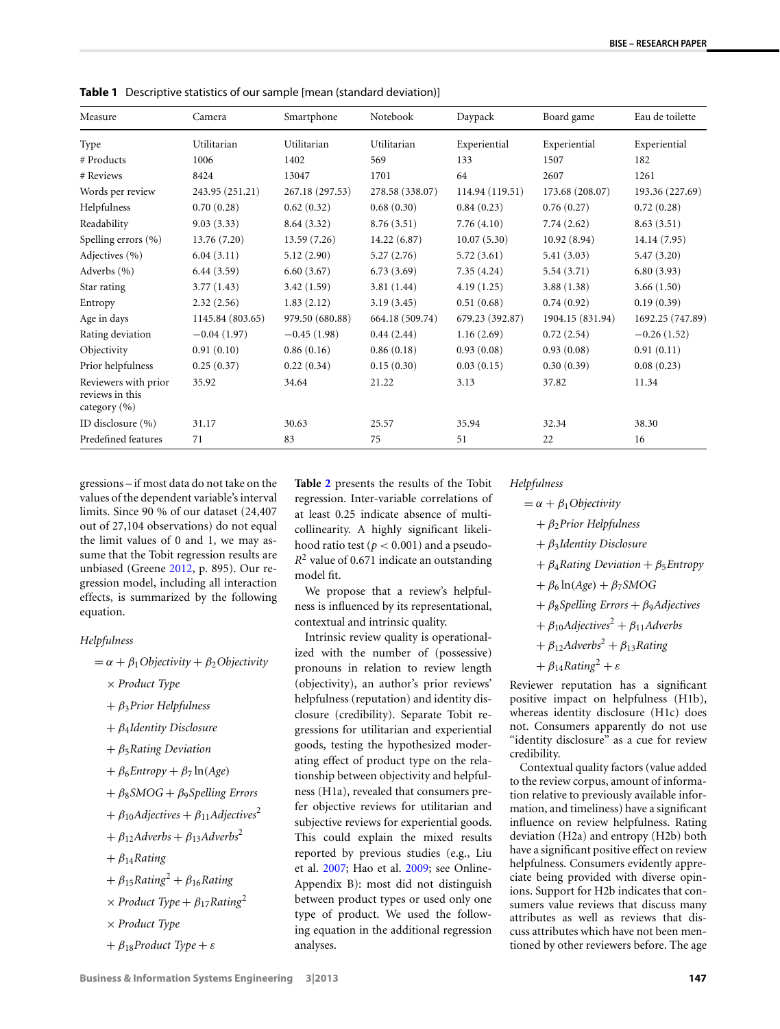**Table 1** Descriptive statistics of our sample [mean (standard deviation)]

| Measure | Camera | Smartphone | Notebook | Daypack | Board game | Eau de toilette |
|---|---|---|---|---|---|---|
| Type | Utilitarian | Utilitarian | Utilitarian | Experiential | Experiential | Experiential |
| # Products | 1006 | 1402 | 569 | 133 | 1507 | 182 |
| # Reviews | 8424 | 13047 | 1701 | 64 | 2607 | 1261 |
| Words per review | 243.95 (251.21) | 267.18 (297.53) | 278.58 (338.07) | 114.94 (119.51) | 173.68 (208.07) | 193.36 (227.69) |
| Helpfulness | 0.70 (0.28) | 0.62 (0.32) | 0.68 (0.30) | 0.84 (0.23) | 0.76 (0.27) | 0.72 (0.28) |
| Readability | 9.03 (3.33) | 8.64 (3.32) | 8.76 (3.51) | 7.76 (4.10) | 7.74 (2.62) | 8.63 (3.51) |
| Spelling errors (%) | 13.76 (7.20) | 13.59 (7.26) | 14.22 (6.87) | 10.07 (5.30) | 10.92 (8.94) | 14.14 (7.95) |
| Adjectives (%) | 6.04 (3.11) | 5.12 (2.90) | 5.27 (2.76) | 5.72 (3.61) | 5.41 (3.03) | 5.47 (3.20) |
| Adverbs (%) | 6.44 (3.59) | 6.60 (3.67) | 6.73 (3.69) | 7.35 (4.24) | 5.54 (3.71) | 6.80 (3.93) |
| Star rating | 3.77 (1.43) | 3.42 (1.59) | 3.81 (1.44) | 4.19 (1.25) | 3.88 (1.38) | 3.66 (1.50) |
| Entropy | 2.32 (2.56) | 1.83 (2.12) | 3.19 (3.45) | 0.51 (0.68) | 0.74 (0.92) | 0.19 (0.39) |
| Age in days | 1145.84 (803.65) | 979.50 (680.88) | 664.18 (509.74) | 679.23 (392.87) | 1904.15 (831.94) | 1692.25 (747.89) |
| Rating deviation | −0.04 (1.97) | −0.45 (1.98) | 0.44 (2.44) | 1.16 (2.69) | 0.72 (2.54) | −0.26 (1.52) |
| Objectivity | 0.91 (0.10) | 0.86 (0.16) | 0.86 (0.18) | 0.93 (0.08) | 0.93 (0.08) | 0.91 (0.11) |
| Prior helpfulness | 0.25 (0.37) | 0.22 (0.34) | 0.15 (0.30) | 0.03 (0.15) | 0.30 (0.39) | 0.08 (0.23) |
| Reviewers with prior reviews in this category (%) | 35.92 | 34.64 | 21.22 | 3.13 | 37.82 | 11.34 |
| ID disclosure (%) | 31.17 | 30.63 | 25.57 | 35.94 | 32.34 | 38.30 |
| Predefined features | 71 | 83 | 75 | 51 | 22 | 16 |

gressions – if most data do not take on the values of the dependent variable's interval limits. Since 90 % of our dataset (24,407 out of 27,104 observations) do not equal the limit values of 0 and 1, we may assume that the Tobit regression results are unbiased (Greene 2012, p. 895). Our regression model, including all interaction effects, is summarized by the following equation.

$$
\begin{aligned}
\textit{Helpfulness} &= \alpha + \beta_1 \textit{Objectivity} + \beta_2 \textit{Objectivity} \\
&\quad \times \textit{Product Type} \\
&\quad + \beta_3 \textit{Prior Helpfulness} \\
&\quad + \beta_4 \textit{Identity Disclosure} \\
&\quad + \beta_5 \textit{Rating Deviation} \\
&\quad + \beta_6 \textit{Entropy} + \beta_7 \ln(\textit{Age}) \\
&\quad + \beta_8 \textit{SMOG} + \beta_9 \textit{Spelling Errors} \\
&\quad + \beta_{10} \textit{Adjectives} + \beta_{11} \textit{Adjectives}^2 \\
&\quad + \beta_{12} \textit{Adverbs} + \beta_{13} \textit{Adverbs}^2 \\
&\quad + \beta_{14} \textit{Rating} \\
&\quad + \beta_{15} \textit{Rating}^2 + \beta_{16} \textit{Rating} \\
&\quad \times \textit{Product Type} + \beta_{17} \textit{Rating}^2 \\
&\quad \times \textit{Product Type} \\
&\quad + \beta_{18} \textit{Product Type} + \varepsilon
\end{aligned}
$$

**Table 2** presents the results of the Tobit regression. Inter-variable correlations of at least 0.25 indicate absence of multicollinearity. A highly significant likelihood ratio test ($p < 0.001$) and a pseudo-$R^2$ value of 0.671 indicate an outstanding model fit.

We propose that a review's helpfulness is influenced by its representational, contextual and intrinsic quality.

Intrinsic review quality is operationalized with the number of (possessive) pronouns in relation to review length (objectivity), an author's prior reviews' helpfulness (reputation) and identity disclosure (credibility). Separate Tobit regressions for utilitarian and experiential goods, testing the hypothesized moderating effect of product type on the relationship between objectivity and helpfulness (H1a), revealed that consumers prefer objective reviews for utilitarian and subjective reviews for experiential goods. This could explain the mixed results reported by previous studies (e.g., Liu et al. 2007; Hao et al. 2009; see Online-Appendix B): most did not distinguish between product types or used only one type of product. We used the following equation in the additional regression analyses.

$$
\begin{aligned}
\textit{Helpfulness} &= \alpha + \beta_1 \textit{Objectivity} \\
&\quad + \beta_2 \textit{Prior Helpfulness} \\
&\quad + \beta_3 \textit{Identity Disclosure} \\
&\quad + \beta_4 \textit{Rating Deviation} + \beta_5 \textit{Entropy} \\
&\quad + \beta_6 \ln(\textit{Age}) + \beta_7 \textit{SMOG} \\
&\quad + \beta_8 \textit{Spelling Errors} + \beta_9 \textit{Adjectives} \\
&\quad + \beta_{10} \textit{Adjectives}^2 + \beta_{11} \textit{Adverbs} \\
&\quad + \beta_{12} \textit{Adverbs}^2 + \beta_{13} \textit{Rating} \\
&\quad + \beta_{14} \textit{Rating}^2 + \varepsilon
\end{aligned}
$$

Reviewer reputation has a significant positive impact on helpfulness (H1b), whereas identity disclosure (H1c) does not. Consumers apparently do not use "identity disclosure" as a cue for review credibility.

Contextual quality factors (value added to the review corpus, amount of information relative to previously available information, and timeliness) have a significant influence on review helpfulness. Rating deviation (H2a) and entropy (H2b) both have a significant positive effect on review helpfulness. Consumers evidently appreciate being provided with diverse opinions. Support for H2b indicates that consumers value reviews that discuss many attributes as well as reviews that discuss attributes which have not been mentioned by other reviewers before. The age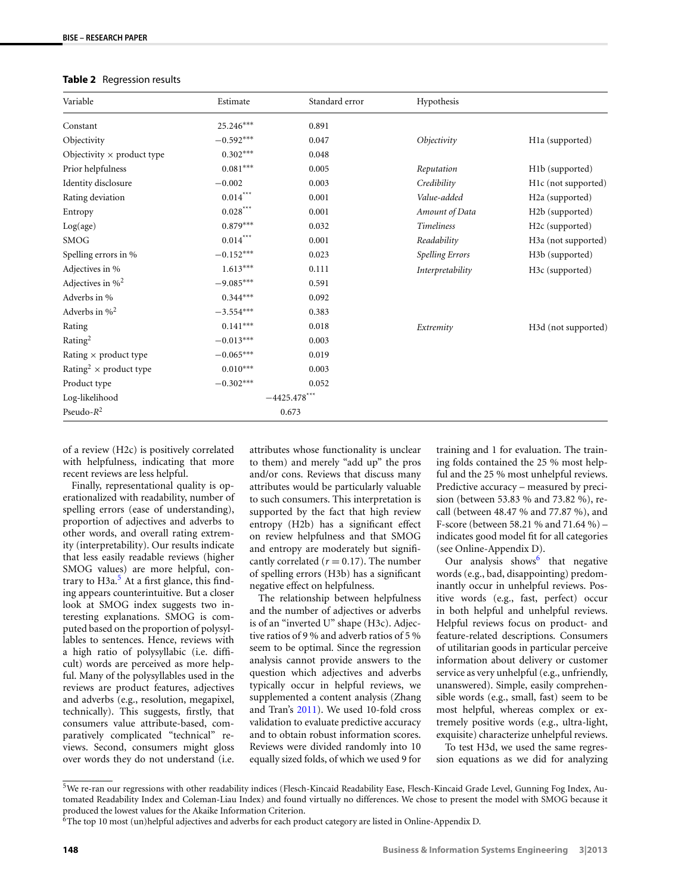**Table 2** Regression results

| Variable | Estimate | Standard error | Hypothesis | |
|---|---|---|---|---|
| Constant | 25.246*** | 0.891 | | |
| Objectivity | −0.592*** | 0.047 | *Objectivity* | H1a (supported) |
| Objectivity × product type | 0.302*** | 0.048 | | |
| Prior helpfulness | 0.081*** | 0.005 | *Reputation* | H1b (supported) |
| Identity disclosure | −0.002 | 0.003 | *Credibility* | H1c (not supported) |
| Rating deviation | 0.014*** | 0.001 | *Value-added* | H2a (supported) |
| Entropy | 0.028*** | 0.001 | *Amount of Data* | H2b (supported) |
| Log(age) | 0.879*** | 0.032 | *Timeliness* | H2c (supported) |
| SMOG | 0.014*** | 0.001 | *Readability* | H3a (not supported) |
| Spelling errors in % | −0.152*** | 0.023 | *Spelling Errors* | H3b (supported) |
| Adjectives in % | 1.613*** | 0.111 | *Interpretability* | H3c (supported) |
| Adjectives in %$^2$ | −9.085*** | 0.591 | | |
| Adverbs in % | 0.344*** | 0.092 | | |
| Adverbs in %$^2$ | −3.554*** | 0.383 | | |
| Rating | 0.141*** | 0.018 | *Extremity* | H3d (not supported) |
| Rating$^2$ | −0.013*** | 0.003 | | |
| Rating × product type | −0.065*** | 0.019 | | |
| Rating$^2$ × product type | 0.010*** | 0.003 | | |
| Product type | −0.302*** | 0.052 | | |
| Log-likelihood | −4425.478*** | | | |
| Pseudo-$R^2$ | 0.673 | | | |

of a review (H2c) is positively correlated with helpfulness, indicating that more recent reviews are less helpful.

Finally, representational quality is operationalized with readability, number of spelling errors (ease of understanding), proportion of adjectives and adverbs to other words, and overall rating extremity (interpretability). Our results indicate that less easily readable reviews (higher SMOG values) are more helpful, contrary to H3a.[5] At a first glance, this finding appears counterintuitive. But a closer look at SMOG index suggests two interesting explanations. SMOG is computed based on the proportion of polysyllables to sentences. Hence, reviews with a high ratio of polysyllabic (i.e. difficult) words are perceived as more helpful. Many of the polysyllables used in the reviews are product features, adjectives and adverbs (e.g., resolution, megapixel, technically). This suggests, firstly, that consumers value attribute-based, comparatively complicated "technical" reviews. Second, consumers might gloss over words they do not understand (i.e. attributes whose functionality is unclear to them) and merely "add up" the pros and/or cons. Reviews that discuss many attributes would be particularly valuable to such consumers. This interpretation is supported by the fact that high review entropy (H2b) has a significant effect on review helpfulness and that SMOG and entropy are moderately but significantly correlated ($r = 0.17$). The number of spelling errors (H3b) has a significant negative effect on helpfulness.

The relationship between helpfulness and the number of adjectives or adverbs is of an "inverted U" shape (H3c). Adjective ratios of 9 % and adverb ratios of 5 % seem to be optimal. Since the regression analysis cannot provide answers to the question which adjectives and adverbs typically occur in helpful reviews, we supplemented a content analysis (Zhang and Tran's 2011). We used 10-fold cross validation to evaluate predictive accuracy and to obtain robust information scores. Reviews were divided randomly into 10 equally sized folds, of which we used 9 for training and 1 for evaluation. The training folds contained the 25 % most helpful and the 25 % most unhelpful reviews. Predictive accuracy – measured by precision (between 53.83 % and 73.82 %), recall (between 48.47 % and 77.87 %), and F-score (between 58.21 % and 71.64 %) – indicates good model fit for all categories (see Online-Appendix D).

Our analysis shows[6] that negative words (e.g., bad, disappointing) predominantly occur in unhelpful reviews. Positive words (e.g., fast, perfect) occur in both helpful and unhelpful reviews. Helpful reviews focus on product- and feature-related descriptions. Consumers of utilitarian goods in particular perceive information about delivery or customer service as very unhelpful (e.g., unfriendly, unanswered). Simple, easily comprehensible words (e.g., small, fast) seem to be most helpful, whereas complex or extremely positive words (e.g., ultra-light, exquisite) characterize unhelpful reviews.

To test H3d, we used the same regression equations as we did for analyzing

[5] We re-ran our regressions with other readability indices (Flesch-Kincaid Readability Ease, Flesch-Kincaid Grade Level, Gunning Fog Index, Automated Readability Index and Coleman-Liau Index) and found virtually no differences. We chose to present the model with SMOG because it produced the lowest values for the Akaike Information Criterion.

[6] The top 10 most (un)helpful adjectives and adverbs for each product category are listed in Online-Appendix D.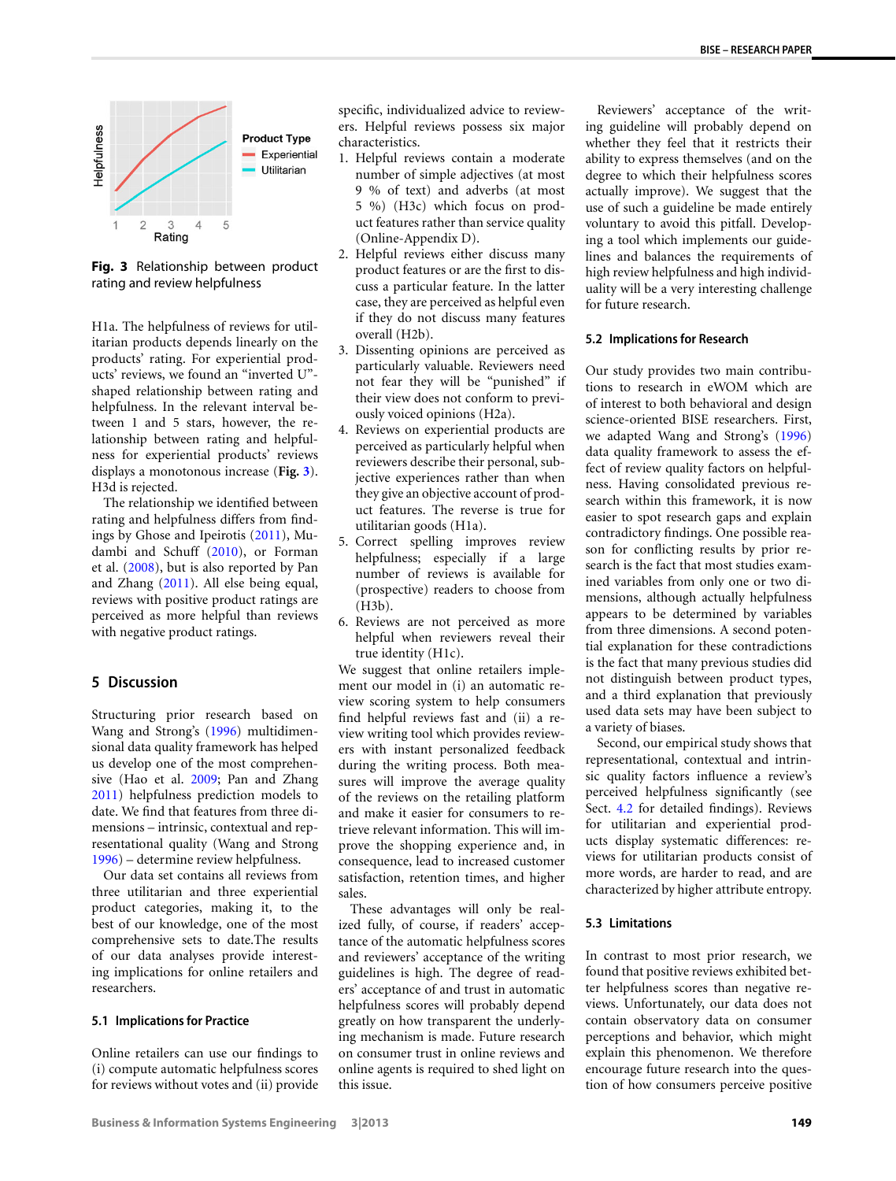Fig. 3 Relationship between product rating and review helpfulness

H1a. The helpfulness of reviews for utilitarian products depends linearly on the products' rating. For experiential products' reviews, we found an "inverted U"-shaped relationship between rating and helpfulness. In the relevant interval between 1 and 5 stars, however, the relationship between rating and helpfulness for experiential products' reviews displays a monotonous increase (**Fig. 3**). H3d is rejected.

The relationship we identified between rating and helpfulness differs from findings by Ghose and Ipeirotis (2011), Mudambi and Schuff (2010), or Forman et al. (2008), but is also reported by Pan and Zhang (2011). All else being equal, reviews with positive product ratings are perceived as more helpful than reviews with negative product ratings.

## 5 Discussion

Structuring prior research based on Wang and Strong's (1996) multidimensional data quality framework has helped us develop one of the most comprehensive (Hao et al. 2009; Pan and Zhang 2011) helpfulness prediction models to date. We find that features from three dimensions – intrinsic, contextual and representational quality (Wang and Strong 1996) – determine review helpfulness.

Our data set contains all reviews from three utilitarian and three experiential product categories, making it, to the best of our knowledge, one of the most comprehensive sets to date.The results of our data analyses provide interesting implications for online retailers and researchers.

### 5.1 Implications for Practice

Online retailers can use our findings to (i) compute automatic helpfulness scores for reviews without votes and (ii) provide specific, individualized advice to reviewers. Helpful reviews possess six major characteristics.

1. Helpful reviews contain a moderate number of simple adjectives (at most 9 % of text) and adverbs (at most 5 %) (H3c) which focus on product features rather than service quality (Online-Appendix D).
2. Helpful reviews either discuss many product features or are the first to discuss a particular feature. In the latter case, they are perceived as helpful even if they do not discuss many features overall (H2b).
3. Dissenting opinions are perceived as particularly valuable. Reviewers need not fear they will be "punished" if their view does not conform to previously voiced opinions (H2a).
4. Reviews on experiential products are perceived as particularly helpful when reviewers describe their personal, subjective experiences rather than when they give an objective account of product features. The reverse is true for utilitarian goods (H1a).
5. Correct spelling improves review helpfulness; especially if a large number of reviews is available for (prospective) readers to choose from (H3b).
6. Reviews are not perceived as more helpful when reviewers reveal their true identity (H1c).

We suggest that online retailers implement our model in (i) an automatic review scoring system to help consumers find helpful reviews fast and (ii) a review writing tool which provides reviewers with instant personalized feedback during the writing process. Both measures will improve the average quality of the reviews on the retailing platform and make it easier for consumers to retrieve relevant information. This will improve the shopping experience and, in consequence, lead to increased customer satisfaction, retention times, and higher sales.

These advantages will only be realized fully, of course, if readers' acceptance of the automatic helpfulness scores and reviewers' acceptance of the writing guidelines is high. The degree of readers' acceptance of and trust in automatic helpfulness scores will probably depend greatly on how transparent the underlying mechanism is made. Future research on consumer trust in online reviews and online agents is required to shed light on this issue.

Reviewers' acceptance of the writing guideline will probably depend on whether they feel that it restricts their ability to express themselves (and on the degree to which their helpfulness scores actually improve). We suggest that the use of such a guideline be made entirely voluntary to avoid this pitfall. Developing a tool which implements our guidelines and balances the requirements of high review helpfulness and high individuality will be a very interesting challenge for future research.

### 5.2 Implications for Research

Our study provides two main contributions to research in eWOM which are of interest to both behavioral and design science-oriented BISE researchers. First, we adapted Wang and Strong's (1996) data quality framework to assess the effect of review quality factors on helpfulness. Having consolidated previous research within this framework, it is now easier to spot research gaps and explain contradictory findings. One possible reason for conflicting results by prior research is the fact that most studies examined variables from only one or two dimensions, although helpfulness actually appears to be determined by variables from three dimensions. A second potential explanation for these contradictions is the fact that many previous studies did not distinguish between product types, and a third explanation that previously used data sets may have been subject to a variety of biases.

Second, our empirical study shows that representational, contextual and intrinsic quality factors influence a review's perceived helpfulness significantly (see Sect. 4.2 for detailed findings). Reviews for utilitarian and experiential products display systematic differences: reviews for utilitarian products consist of more words, are harder to read, and are characterized by higher attribute entropy.

### 5.3 Limitations

In contrast to most prior research, we found that positive reviews exhibited better helpfulness scores than negative reviews. Unfortunately, our data does not contain observatory data on consumer perceptions and behavior, which might explain this phenomenon. We therefore encourage future research into the question of how consumers perceive positive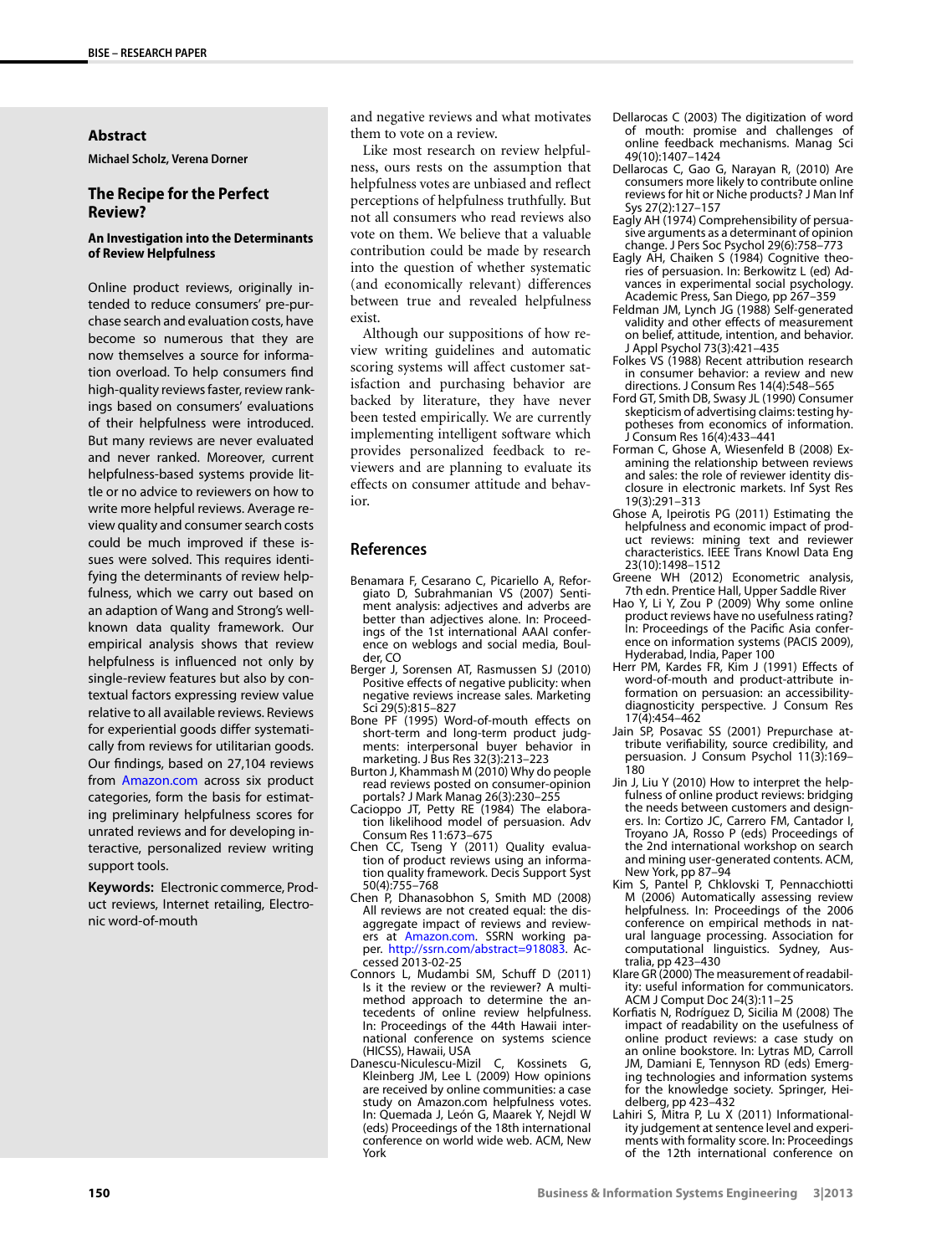## Abstract

**Michael Scholz, Verena Dorner**

### The Recipe for the Perfect Review?

#### An Investigation into the Determinants of Review Helpfulness

Online product reviews, originally intended to reduce consumers' pre-purchase search and evaluation costs, have become so numerous that they are now themselves a source for information overload. To help consumers find high-quality reviews faster, review rankings based on consumers' evaluations of their helpfulness were introduced. But many reviews are never evaluated and never ranked. Moreover, current helpfulness-based systems provide little or no advice to reviewers on how to write more helpful reviews. Average review quality and consumer search costs could be much improved if these issues were solved. This requires identifying the determinants of review helpfulness, which we carry out based on an adaption of Wang and Strong's well-known data quality framework. Our empirical analysis shows that review helpfulness is influenced not only by single-review features but also by contextual factors expressing review value relative to all available reviews. Reviews for experiential goods differ systematically from reviews for utilitarian goods. Our findings, based on 27,104 reviews from Amazon.com across six product categories, form the basis for estimating preliminary helpfulness scores for unrated reviews and for developing interactive, personalized review writing support tools.

**Keywords:** Electronic commerce, Product reviews, Internet retailing, Electronic word-of-mouth

and negative reviews and what motivates them to vote on a review.

Like most research on review helpfulness, ours rests on the assumption that helpfulness votes are unbiased and reflect perceptions of helpfulness truthfully. But not all consumers who read reviews also vote on them. We believe that a valuable contribution could be made by research into the question of whether systematic (and economically relevant) differences between true and revealed helpfulness exist.

Although our suppositions of how review writing guidelines and automatic scoring systems will affect customer satisfaction and purchasing behavior are backed by literature, they have never been tested empirically. We are currently implementing intelligent software which provides personalized feedback to reviewers and are planning to evaluate its effects on consumer attitude and behavior.

## References

Benamara F, Cesarano C, Picariello A, Reforgiato D, Subrahmanian VS (2007) Sentiment analysis: adjectives and adverbs are better than adjectives alone. In: Proceedings of the 1st international AAAI conference on weblogs and social media, Boulder, CO

Berger J, Sorensen AT, Rasmussen SJ (2010) Positive effects of negative publicity: when negative reviews increase sales. Marketing Sci 29(5):815–827

Bone PF (1995) Word-of-mouth effects on short-term and long-term product judgments: interpersonal buyer behavior in marketing. J Bus Res 32(3):213–223

Burton J, Khammash M (2010) Why do people read reviews posted on consumer-opinion portals? J Mark Manag 26(3):230–255

Cacioppo JT, Petty RE (1984) The elaboration likelihood model of persuasion. Adv Consum Res 11:673–675

Chen CC, Tseng Y (2011) Quality evaluation of product reviews using an information quality framework. Decis Support Syst 50(4):755–768

Chen P, Dhanasobhon S, Smith MD (2008) All reviews are not created equal: the disaggregate impact of reviews and reviewers at Amazon.com. SSRN working paper. http://ssrn.com/abstract=918083. Accessed 2013-02-25

Connors L, Mudambi SM, Schuff D (2011) Is it the review or the reviewer? A multi-method approach to determine the antecedents of online review helpfulness. In: Proceedings of the 44th Hawaii international conference on systems science (HICSS), Hawaii, USA

Danescu-Niculescu-Mizil C, Kossinets G, Kleinberg JM, Lee L (2009) How opinions are received by online communities: a case study on Amazon.com helpfulness votes. In: Quemada J, León G, Maarek Y, Nejdl W (eds) Proceedings of the 18th international conference on world wide web. ACM, New York

Dellarocas C (2003) The digitization of word of mouth: promise and challenges of online feedback mechanisms. Manag Sci 49(10):1407–1424

Dellarocas C, Gao G, Narayan R, (2010) Are consumers more likely to contribute online reviews for hit or Niche products? J Man Inf Sys 27(2):127–157

Eagly AH (1974) Comprehensibility of persuasive arguments as a determinant of opinion change. J Pers Soc Psychol 29(6):758–773

Eagly AH, Chaiken S (1984) Cognitive theories of persuasion. In: Berkowitz L (ed) Advances in experimental social psychology. Academic Press, San Diego, pp 267–359

Feldman JM, Lynch JG (1988) Self-generated validity and other effects of measurement on belief, attitude, intention, and behavior. J Appl Psychol 73(3):421–435

Folkes VS (1988) Recent attribution research in consumer behavior: a review and new directions. J Consum Res 14(4):548–565

Ford GT, Smith DB, Swasy JL (1990) Consumer skepticism of advertising claims: testing hypotheses from economics of information. J Consum Res 16(4):433–441

Forman C, Ghose A, Wiesenfeld B (2008) Examining the relationship between reviews and sales: the role of reviewer identity disclosure in electronic markets. Inf Syst Res 19(3):291–313

Ghose A, Ipeirotis PG (2011) Estimating the helpfulness and economic impact of product reviews: mining text and reviewer characteristics. IEEE Trans Knowl Data Eng 23(10):1498–1512

Greene WH (2012) Econometric analysis, 7th edn. Prentice Hall, Upper Saddle River

Hao Y, Li Y, Zou P (2009) Why some online product reviews have no usefulness rating? In: Proceedings of the Pacific Asia conference on information systems (PACIS 2009), Hyderabad, India, Paper 100

Herr PM, Kardes FR, Kim J (1991) Effects of word-of-mouth and product-attribute information on persuasion: an accessibility-diagnosticity perspective. J Consum Res 17(4):454–462

Jain SP, Posavac SS (2001) Prepurchase attribute verifiability, source credibility, and persuasion. J Consum Psychol 11(3):169–180

Jin J, Liu Y (2010) How to interpret the helpfulness of online product reviews: bridging the needs between customers and designers. In: Cortizo JC, Carrero FM, Cantador I, Troyano JA, Rosso P (eds) Proceedings of the 2nd international workshop on search and mining user-generated contents. ACM, New York, pp 87–94

Kim S, Pantel P, Chklovski T, Pennacchiotti M (2006) Automatically assessing review helpfulness. In: Proceedings of the 2006 conference on empirical methods in natural language processing. Association for computational linguistics. Sydney, Australia, pp 423–430

Klare GR (2000) The measurement of readability: useful information for communicators. ACM J Comput Doc 24(3):11–25

Korfiatis N, Rodríguez D, Sicilia M (2008) The impact of readability on the usefulness of online product reviews: a case study on an online bookstore. In: Lytras MD, Carroll JM, Damiani E, Tennyson RD (eds) Emerging technologies and information systems for the knowledge society. Springer, Heidelberg, pp 423–432

Lahiri S, Mitra P, Lu X (2011) Informationality judgement at sentence level and experiments with formality score. In: Proceedings of the 12th international conference on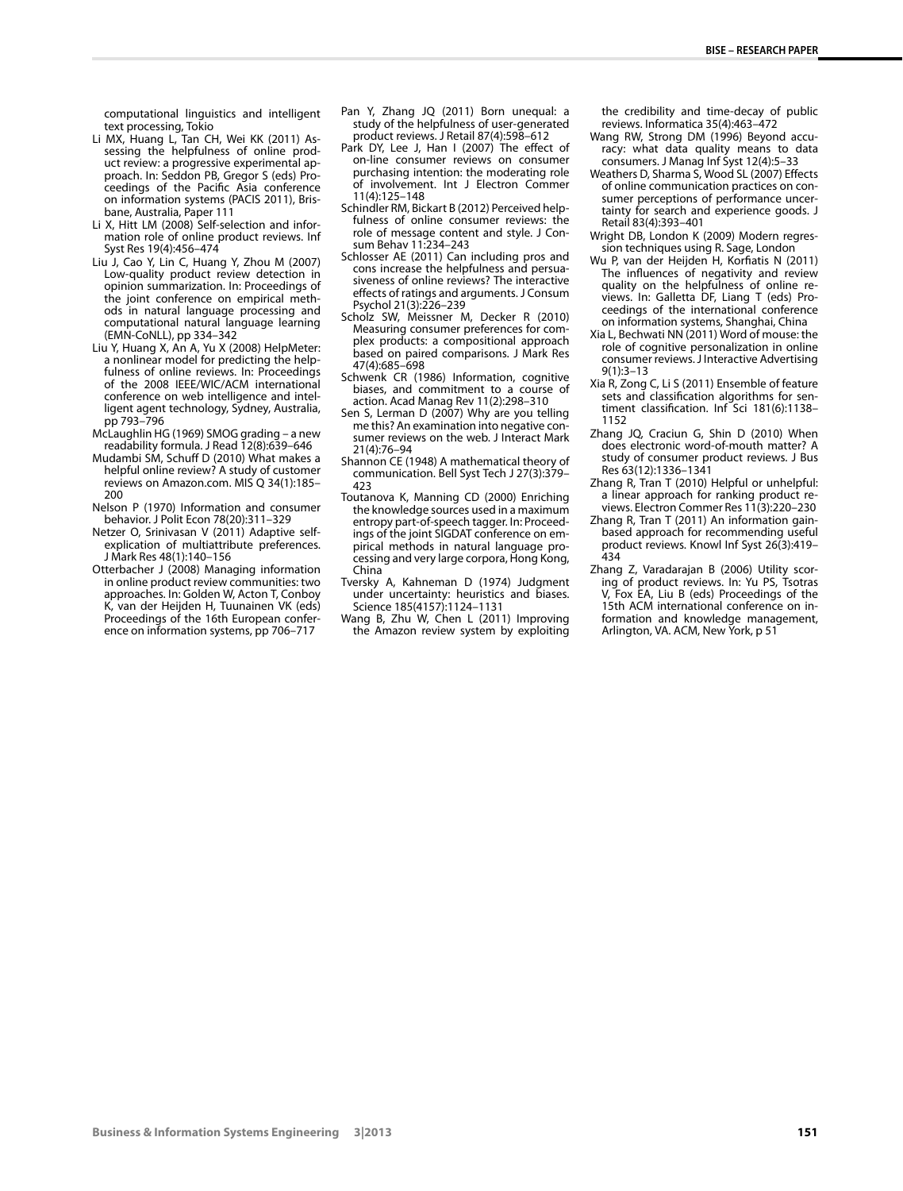computational linguistics and intelligent text processing, Tokio

Li MX, Huang L, Tan CH, Wei KK (2011) Assessing the helpfulness of online product review: a progressive experimental approach. In: Seddon PB, Gregor S (eds) Proceedings of the Pacific Asia conference on information systems (PACIS 2011), Brisbane, Australia, Paper 111

Li X, Hitt LM (2008) Self-selection and information role of online product reviews. Inf Syst Res 19(4):456–474

Liu J, Cao Y, Lin C, Huang Y, Zhou M (2007) Low-quality product review detection in opinion summarization. In: Proceedings of the joint conference on empirical methods in natural language processing and computational natural language learning (EMN-CoNLL), pp 334–342

Liu Y, Huang X, An A, Yu X (2008) HelpMeter: a nonlinear model for predicting the helpfulness of online reviews. In: Proceedings of the 2008 IEEE/WIC/ACM international conference on web intelligence and intelligent agent technology, Sydney, Australia, pp 793–796

McLaughlin HG (1969) SMOG grading – a new readability formula. J Read 12(8):639–646

Mudambi SM, Schuff D (2010) What makes a helpful online review? A study of customer reviews on Amazon.com. MIS Q 34(1):185–200

Nelson P (1970) Information and consumer behavior. J Polit Econ 78(20):311–329

Netzer O, Srinivasan V (2011) Adaptive self-explication of multiattribute preferences. J Mark Res 48(1):140–156

Otterbacher J (2008) Managing information in online product review communities: two approaches. In: Golden W, Acton T, Conboy K, van der Heijden H, Tuunainen VK (eds) Proceedings of the 16th European conference on information systems, pp 706–717

Pan Y, Zhang JQ (2011) Born unequal: a study of the helpfulness of user-generated product reviews. J Retail 87(4):598–612

Park DY, Lee J, Han I (2007) The effect of on-line consumer reviews on consumer purchasing intention: the moderating role of involvement. Int J Electron Commer 11(4):125–148

Schindler RM, Bickart B (2012) Perceived helpfulness of online consumer reviews: the role of message content and style. J Consum Behav 11:234–243

Schlosser AE (2011) Can including pros and cons increase the helpfulness and persuasiveness of online reviews? The interactive effects of ratings and arguments. J Consum Psychol 21(3):226–239

Scholz SW, Meissner M, Decker R (2010) Measuring consumer preferences for complex products: a compositional approach based on paired comparisons. J Mark Res 47(4):685–698

Schwenk CR (1986) Information, cognitive biases, and commitment to a course of action. Acad Manag Rev 11(2):298–310

Sen S, Lerman D (2007) Why are you telling me this? An examination into negative consumer reviews on the web. J Interact Mark 21(4):76–94

Shannon CE (1948) A mathematical theory of communication. Bell Syst Tech J 27(3):379–423

Toutanova K, Manning CD (2000) Enriching the knowledge sources used in a maximum entropy part-of-speech tagger. In: Proceedings of the joint SIGDAT conference on empirical methods in natural language processing and very large corpora, Hong Kong, China

Tversky A, Kahneman D (1974) Judgment under uncertainty: heuristics and biases. Science 185(4157):1124–1131

Wang B, Zhu W, Chen L (2011) Improving the Amazon review system by exploiting the credibility and time-decay of public reviews. Informatica 35(4):463–472

Wang RW, Strong DM (1996) Beyond accuracy: what data quality means to data consumers. J Manag Inf Syst 12(4):5–33

Weathers D, Sharma S, Wood SL (2007) Effects of online communication practices on consumer perceptions of performance uncertainty for search and experience goods. J Retail 83(4):393–401

Wright DB, London K (2009) Modern regression techniques using R. Sage, London

Wu P, van der Heijden H, Korfiatis N (2011) The influences of negativity and review quality on the helpfulness of online reviews. In: Galletta DF, Liang T (eds) Proceedings of the international conference on information systems, Shanghai, China

Xia L, Bechwati NN (2011) Word of mouse: the role of cognitive personalization in online consumer reviews. J Interactive Advertising 9(1):3–13

Xia R, Zong C, Li S (2011) Ensemble of feature sets and classification algorithms for sentiment classification. Inf Sci 181(6):1138–1152

Zhang JQ, Craciun G, Shin D (2010) When does electronic word-of-mouth matter? A study of consumer product reviews. J Bus Res 63(12):1336–1341

Zhang R, Tran T (2010) Helpful or unhelpful: a linear approach for ranking product reviews. Electron Commer Res 11(3):220–230

Zhang R, Tran T (2011) An information gain-based approach for recommending useful product reviews. Knowl Inf Syst 26(3):419–434

Zhang Z, Varadarajan B (2006) Utility scoring of product reviews. In: Yu PS, Tsotras V, Fox EA, Liu B (eds) Proceedings of the 15th ACM international conference on information and knowledge management, Arlington, VA. ACM, New York, p 51